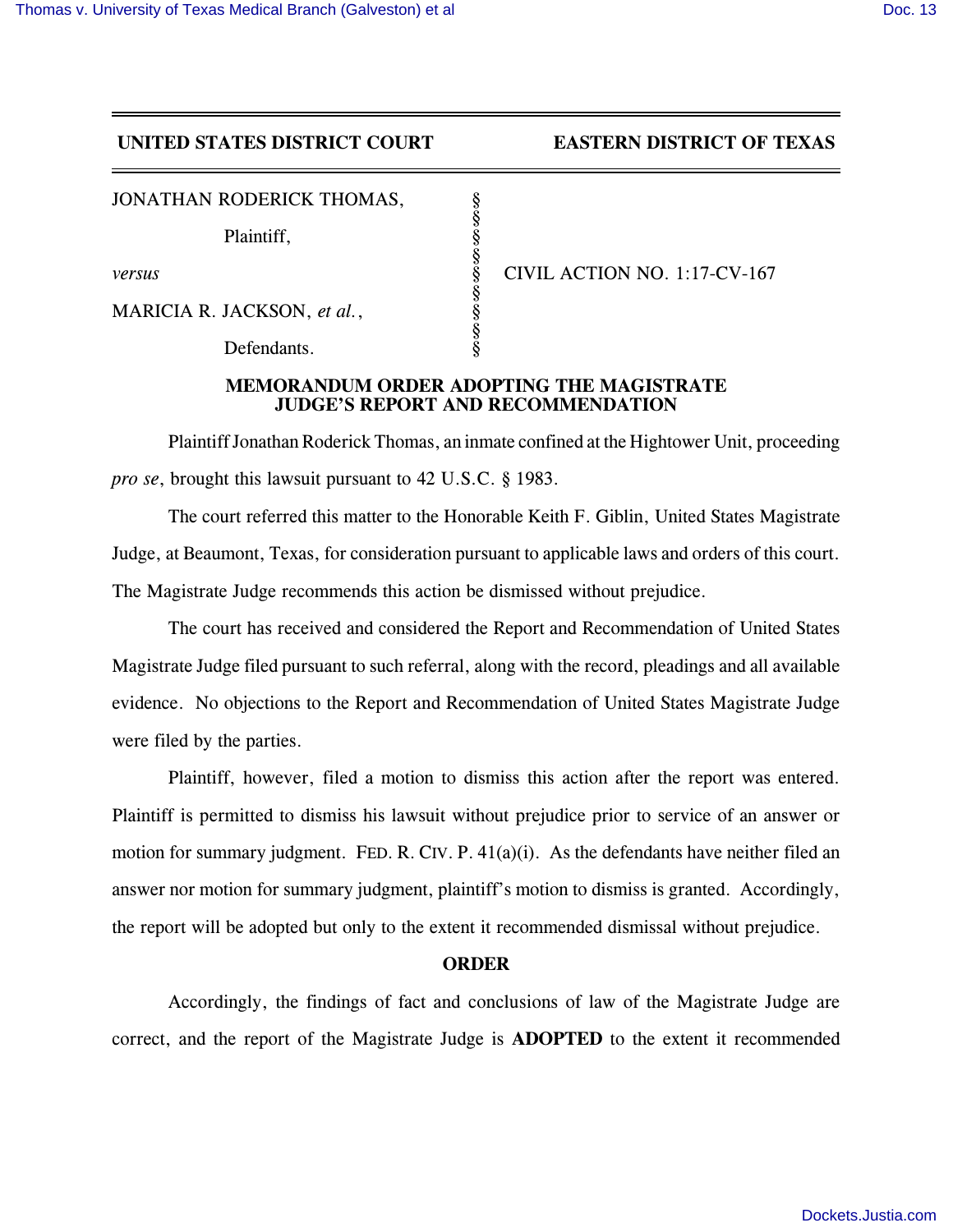**UNITED STATES DISTRICT COURT — EASTERN DISTRICT OF TEXAS**

| | | |
|---|---|---|
| JONATHAN RODERICK THOMAS, | § | |
| Plaintiff, | § | |
| *versus* | § | CIVIL ACTION NO. 1:17-CV-167 |
| MARICIA R. JACKSON, *et al.*, | § | |
| Defendants. | § | |

## MEMORANDUM ORDER ADOPTING THE MAGISTRATE JUDGE'S REPORT AND RECOMMENDATION

Plaintiff Jonathan Roderick Thomas, an inmate confined at the Hightower Unit, proceeding *pro se*, brought this lawsuit pursuant to 42 U.S.C. § 1983.

The court referred this matter to the Honorable Keith F. Giblin, United States Magistrate Judge, at Beaumont, Texas, for consideration pursuant to applicable laws and orders of this court. The Magistrate Judge recommends this action be dismissed without prejudice.

The court has received and considered the Report and Recommendation of United States Magistrate Judge filed pursuant to such referral, along with the record, pleadings and all available evidence. No objections to the Report and Recommendation of United States Magistrate Judge were filed by the parties.

Plaintiff, however, filed a motion to dismiss this action after the report was entered. Plaintiff is permitted to dismiss his lawsuit without prejudice prior to service of an answer or motion for summary judgment. FED. R. CIV. P. 41(a)(i). As the defendants have neither filed an answer nor motion for summary judgment, plaintiff's motion to dismiss is granted. Accordingly, the report will be adopted but only to the extent it recommended dismissal without prejudice.

## ORDER

Accordingly, the findings of fact and conclusions of law of the Magistrate Judge are correct, and the report of the Magistrate Judge is **ADOPTED** to the extent it recommended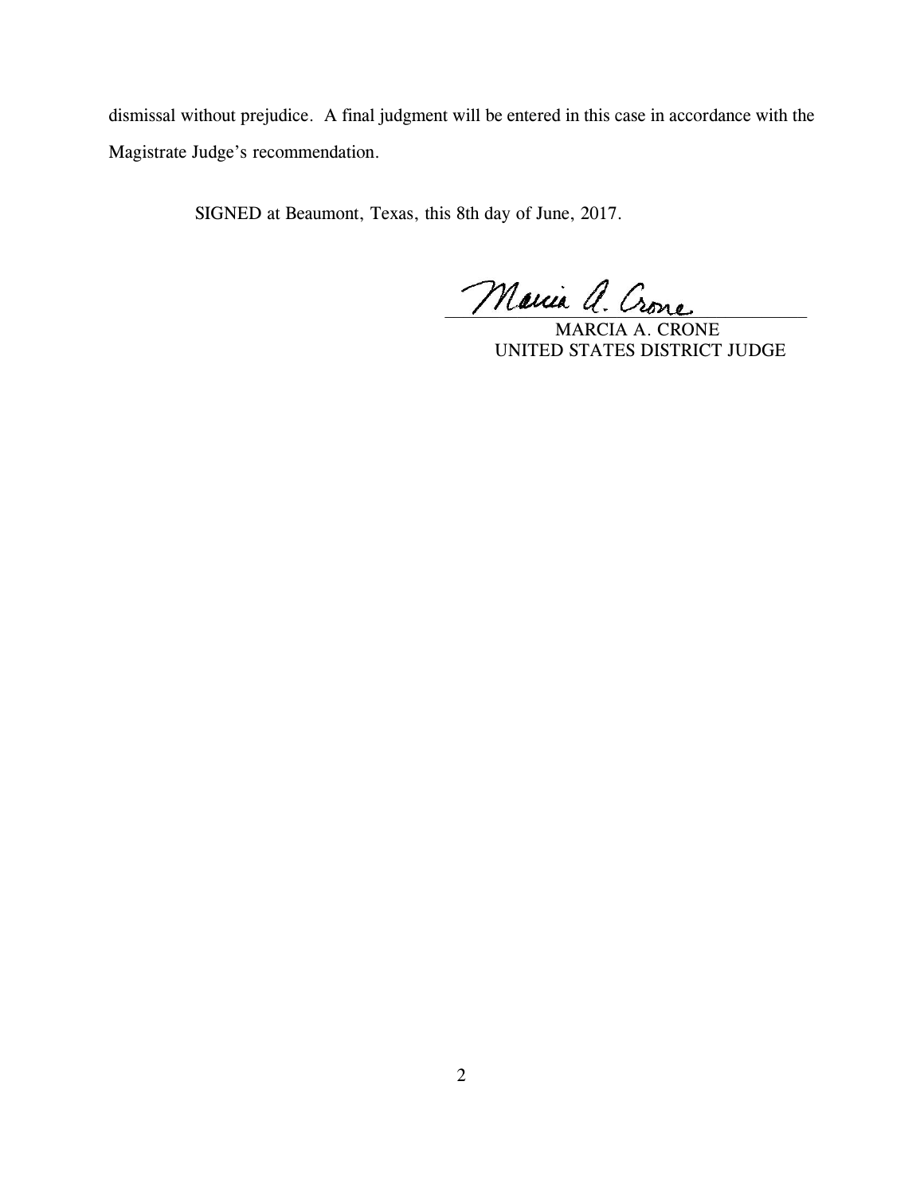dismissal without prejudice. A final judgment will be entered in this case in accordance with the Magistrate Judge's recommendation.

SIGNED at Beaumont, Texas, this 8th day of June, 2017.

Marcia A. Crone

MARCIA A. CRONE
UNITED STATES DISTRICT JUDGE